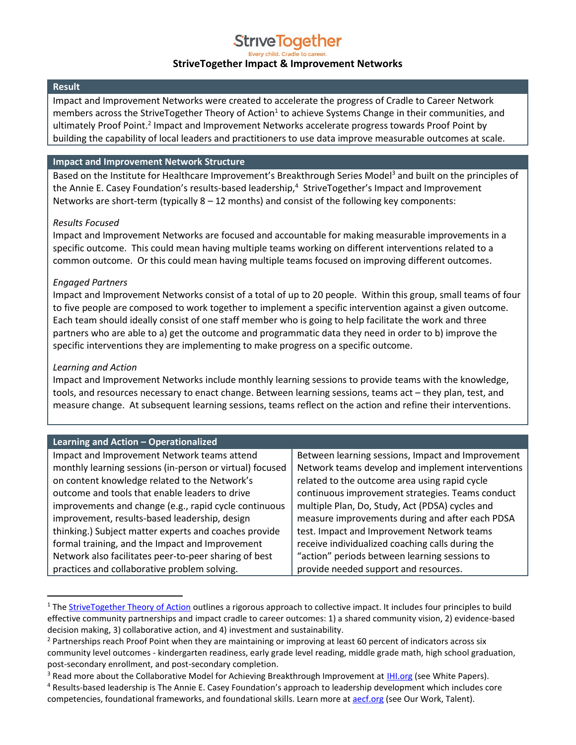# StriveTogether

Every child. Cradle to career.

## StriveTogether Impact & Improvement Networks

### Result

Impact and Improvement Networks were created to accelerate the progress of Cradle to Career Network members across the StriveTogether Theory of Action[1] to achieve Systems Change in their communities, and ultimately Proof Point.[2] Impact and Improvement Networks accelerate progress towards Proof Point by building the capability of local leaders and practitioners to use data improve measurable outcomes at scale.

### Impact and Improvement Network Structure

Based on the Institute for Healthcare Improvement's Breakthrough Series Model[3] and built on the principles of the Annie E. Casey Foundation's results-based leadership,[4] StriveTogether's Impact and Improvement Networks are short-term (typically 8 – 12 months) and consist of the following key components:

*Results Focused*

Impact and Improvement Networks are focused and accountable for making measurable improvements in a specific outcome. This could mean having multiple teams working on different interventions related to a common outcome. Or this could mean having multiple teams focused on improving different outcomes.

*Engaged Partners*

Impact and Improvement Networks consist of a total of up to 20 people. Within this group, small teams of four to five people are composed to work together to implement a specific intervention against a given outcome. Each team should ideally consist of one staff member who is going to help facilitate the work and three partners who are able to a) get the outcome and programmatic data they need in order to b) improve the specific interventions they are implementing to make progress on a specific outcome.

*Learning and Action*

Impact and Improvement Networks include monthly learning sessions to provide teams with the knowledge, tools, and resources necessary to enact change. Between learning sessions, teams act – they plan, test, and measure change. At subsequent learning sessions, teams reflect on the action and refine their interventions.

### Learning and Action – Operationalized

Impact and Improvement Network teams attend monthly learning sessions (in-person or virtual) focused on content knowledge related to the Network's outcome and tools that enable leaders to drive improvements and change (e.g., rapid cycle continuous improvement, results-based leadership, design thinking.) Subject matter experts and coaches provide formal training, and the Impact and Improvement Network also facilitates peer-to-peer sharing of best practices and collaborative problem solving.

Between learning sessions, Impact and Improvement Network teams develop and implement interventions related to the outcome area using rapid cycle continuous improvement strategies. Teams conduct multiple Plan, Do, Study, Act (PDSA) cycles and measure improvements during and after each PDSA test. Impact and Improvement Network teams receive individualized coaching calls during the "action" periods between learning sessions to provide needed support and resources.

---

[1] The StriveTogether Theory of Action outlines a rigorous approach to collective impact. It includes four principles to build effective community partnerships and impact cradle to career outcomes: 1) a shared community vision, 2) evidence-based decision making, 3) collaborative action, and 4) investment and sustainability.

[2] Partnerships reach Proof Point when they are maintaining or improving at least 60 percent of indicators across six community level outcomes - kindergarten readiness, early grade level reading, middle grade math, high school graduation, post-secondary enrollment, and post-secondary completion.

[3] Read more about the Collaborative Model for Achieving Breakthrough Improvement at IHI.org (see White Papers).

[4] Results-based leadership is The Annie E. Casey Foundation's approach to leadership development which includes core competencies, foundational frameworks, and foundational skills. Learn more at aecf.org (see Our Work, Talent).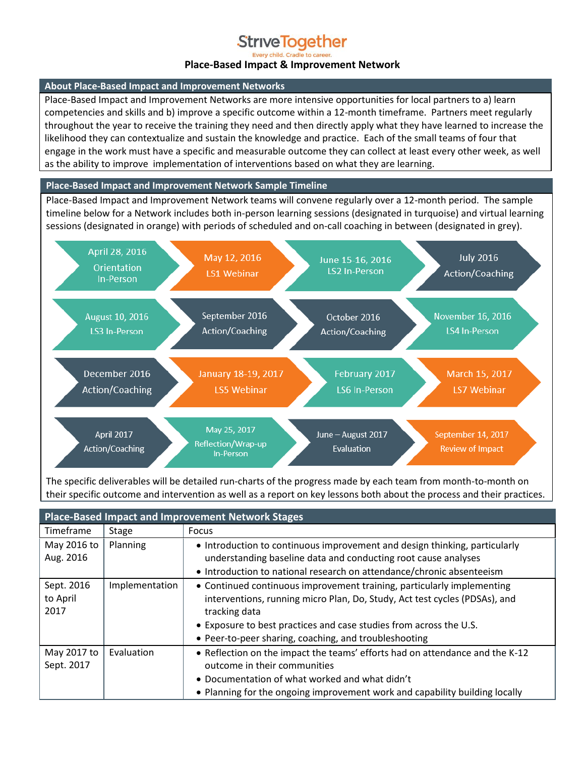# StriveTogether

Every child. Cradle to career.

## Place-Based Impact & Improvement Network

### About Place-Based Impact and Improvement Networks

Place-Based Impact and Improvement Networks are more intensive opportunities for local partners to a) learn competencies and skills and b) improve a specific outcome within a 12-month timeframe. Partners meet regularly throughout the year to receive the training they need and then directly apply what they have learned to increase the likelihood they can contextualize and sustain the knowledge and practice. Each of the small teams of four that engage in the work must have a specific and measurable outcome they can collect at least every other week, as well as the ability to improve implementation of interventions based on what they are learning.

### Place-Based Impact and Improvement Network Sample Timeline

Place-Based Impact and Improvement Network teams will convene regularly over a 12-month period. The sample timeline below for a Network includes both in-person learning sessions (designated in turquoise) and virtual learning sessions (designated in orange) with periods of scheduled and on-call coaching in between (designated in grey).

April 28, 2016
Orientation
In-Person

May 12, 2016
LS1 Webinar

June 15-16, 2016
LS2 In-Person

July 2016
Action/Coaching

August 10, 2016
LS3 In-Person

September 2016
Action/Coaching

October 2016
Action/Coaching

November 16, 2016
LS4 In-Person

December 2016
Action/Coaching

January 18-19, 2017
LS5 Webinar

February 2017
LS6 In-Person

March 15, 2017
LS7 Webinar

April 2017
Action/Coaching

May 25, 2017
Reflection/Wrap-up
In-Person

June – August 2017
Evaluation

September 14, 2017
Review of Impact

The specific deliverables will be detailed run-charts of the progress made by each team from month-to-month on their specific outcome and intervention as well as a report on key lessons both about the process and their practices.

### Place-Based Impact and Improvement Network Stages

| Timeframe | Stage | Focus |
|---|---|---|
| May 2016 to Aug. 2016 | Planning | • Introduction to continuous improvement and design thinking, particularly understanding baseline data and conducting root cause analyses<br>• Introduction to national research on attendance/chronic absenteeism |
| Sept. 2016 to April 2017 | Implementation | • Continued continuous improvement training, particularly implementing interventions, running micro Plan, Do, Study, Act test cycles (PDSAs), and tracking data<br>• Exposure to best practices and case studies from across the U.S.<br>• Peer-to-peer sharing, coaching, and troubleshooting |
| May 2017 to Sept. 2017 | Evaluation | • Reflection on the impact the teams' efforts had on attendance and the K-12 outcome in their communities<br>• Documentation of what worked and what didn't<br>• Planning for the ongoing improvement work and capability building locally |